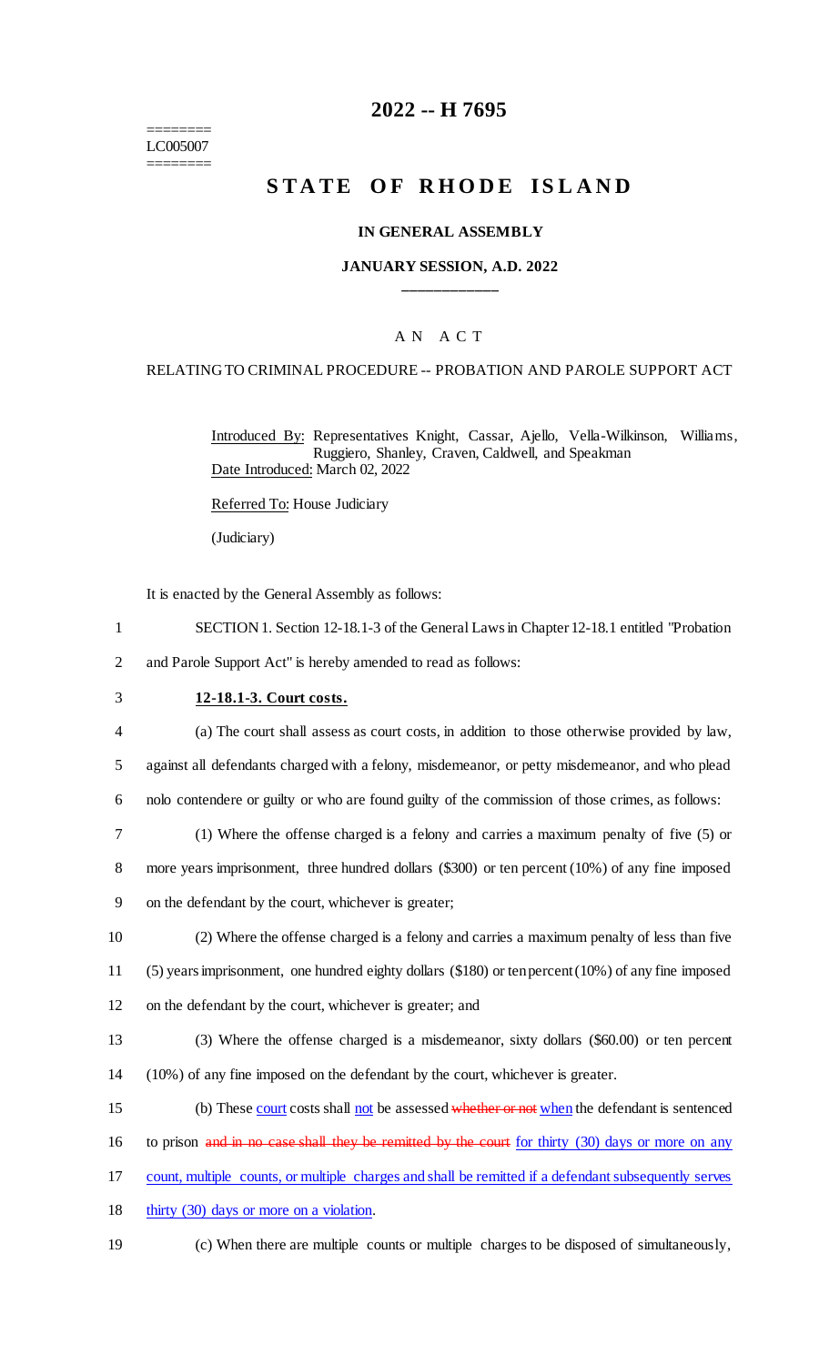========
LC005007
========

# 2022 -- H 7695

# STATE OF RHODE ISLAND

### IN GENERAL ASSEMBLY

### JANUARY SESSION, A.D. 2022

____________

## A N A C T

### RELATING TO CRIMINAL PROCEDURE -- PROBATION AND PAROLE SUPPORT ACT

Introduced By: Representatives Knight, Cassar, Ajello, Vella-Wilkinson, Williams, Ruggiero, Shanley, Craven, Caldwell, and Speakman

Date Introduced: March 02, 2022

Referred To: House Judiciary

(Judiciary)

It is enacted by the General Assembly as follows:

1 SECTION 1. Section 12-18.1-3 of the General Laws in Chapter 12-18.1 entitled "Probation
2 and Parole Support Act" is hereby amended to read as follows:

3 **12-18.1-3. Court costs.**

4 (a) The court shall assess as court costs, in addition to those otherwise provided by law,
5 against all defendants charged with a felony, misdemeanor, or petty misdemeanor, and who plead
6 nolo contendere or guilty or who are found guilty of the commission of those crimes, as follows:

7 (1) Where the offense charged is a felony and carries a maximum penalty of five (5) or
8 more years imprisonment, three hundred dollars ($300) or ten percent (10%) of any fine imposed
9 on the defendant by the court, whichever is greater;

10 (2) Where the offense charged is a felony and carries a maximum penalty of less than five
11 (5) years imprisonment, one hundred eighty dollars ($180) or ten percent (10%) of any fine imposed
12 on the defendant by the court, whichever is greater; and

13 (3) Where the offense charged is a misdemeanor, sixty dollars ($60.00) or ten percent
14 (10%) of any fine imposed on the defendant by the court, whichever is greater.

15 (b) These court costs shall not be assessed ~~whether or not~~ when the defendant is sentenced
16 to prison ~~and in no case shall they be remitted by the court~~ for thirty (30) days or more on any
17 count, multiple counts, or multiple charges and shall be remitted if a defendant subsequently serves
18 thirty (30) days or more on a violation.

19 (c) When there are multiple counts or multiple charges to be disposed of simultaneously,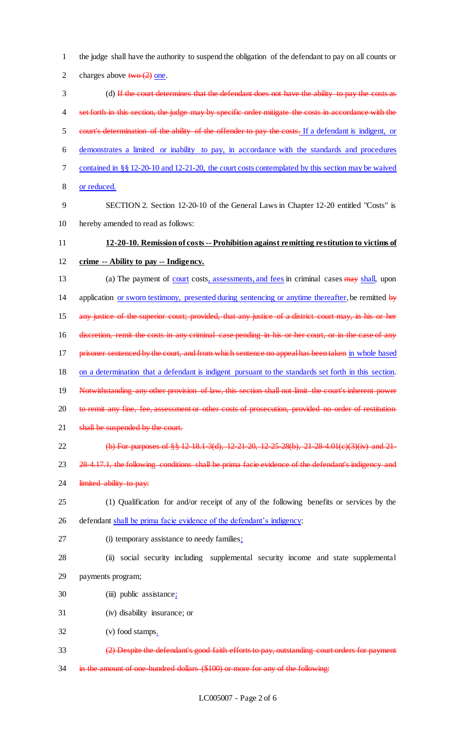the judge shall have the authority to suspend the obligation of the defendant to pay on all counts or charges above ~~two (2)~~ <u>one</u>.

(d) ~~If the court determines that the defendant does not have the ability to pay the costs as set forth in this section, the judge may by specific order mitigate the costs in accordance with the court's determination of the ability of the offender to pay the costs.~~ <u>If a defendant is indigent, or demonstrates a limited or inability to pay, in accordance with the standards and procedures contained in §§ 12-20-10 and 12-21-20, the court costs contemplated by this section may be waived or reduced.</u>

SECTION 2. Section 12-20-10 of the General Laws in Chapter 12-20 entitled "Costs" is hereby amended to read as follows:

**<u>12-20-10. Remission of costs -- Prohibition against remitting restitution to victims of crime -- Ability to pay -- Indigency.</u>**

(a) The payment of <u>court</u> costs<u>, assessments, and fees</u> in criminal cases ~~may~~ <u>shall</u>, upon application <u>or sworn testimony, presented during sentencing or anytime thereafter</u>, be remitted ~~by any justice of the superior court; provided, that any justice of a district court may, in his or her discretion, remit the costs in any criminal case pending in his or her court, or in the case of any prisoner sentenced by the court, and from which sentence no appeal has been taken~~ <u>in whole based on a determination that a defendant is indigent pursuant to the standards set forth in this section</u>. ~~Notwithstanding any other provision of law, this section shall not limit the court's inherent power to remit any fine, fee, assessment or other costs of prosecution, provided no order of restitution shall be suspended by the court.~~

~~(b) For purposes of §§ 12-18.1-3(d), 12-21-20, 12-25-28(b), 21-28-4.01(c)(3)(iv) and 21-28-4.17.1, the following conditions shall be prima facie evidence of the defendant's indigency and limited ability to pay:~~

(1) Qualification for and/or receipt of any of the following benefits or services by the defendant <u>shall be prima facie evidence of the defendant's indigency</u>:

(i) temporary assistance to needy families<u>;</u>

(ii) social security including supplemental security income and state supplemental payments program;

(iii) public assistance<u>;</u>

(iv) disability insurance; or

(v) food stamps<u>.</u>

~~(2) Despite the defendant's good faith efforts to pay, outstanding court orders for payment in the amount of one hundred dollars ($100) or more for any of the following:~~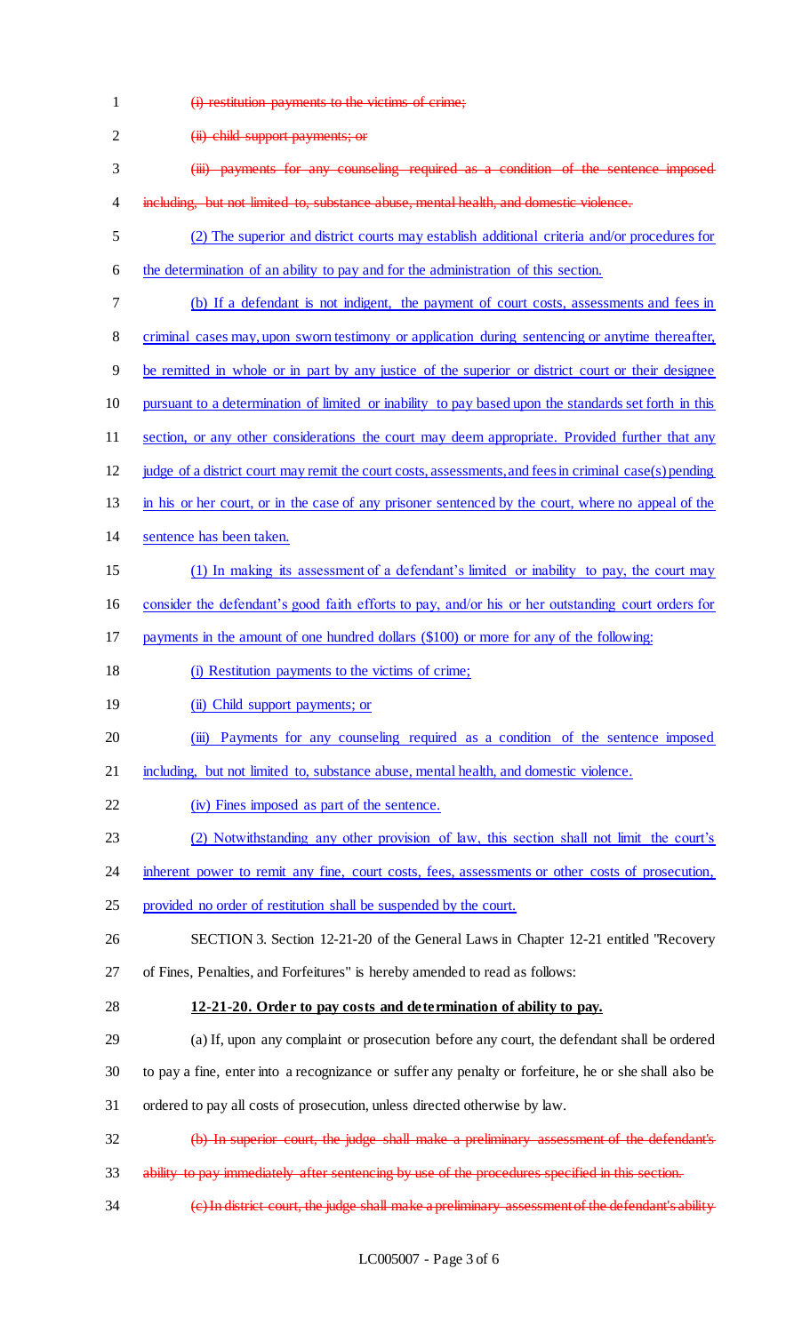1 ~~(i) restitution payments to the victims of crime;~~

2 ~~(ii) child support payments; or~~

3 ~~(iii) payments for any counseling required as a condition of the sentence imposed~~

4 ~~including, but not limited to, substance abuse, mental health, and domestic violence.~~

5 (2) The superior and district courts may establish additional criteria and/or procedures for

6 the determination of an ability to pay and for the administration of this section.

7 (b) If a defendant is not indigent, the payment of court costs, assessments and fees in

8 criminal cases may, upon sworn testimony or application during sentencing or anytime thereafter,

9 be remitted in whole or in part by any justice of the superior or district court or their designee

10 pursuant to a determination of limited or inability to pay based upon the standards set forth in this

11 section, or any other considerations the court may deem appropriate. Provided further that any

12 judge of a district court may remit the court costs, assessments, and fees in criminal case(s) pending

13 in his or her court, or in the case of any prisoner sentenced by the court, where no appeal of the

14 sentence has been taken.

15 (1) In making its assessment of a defendant's limited or inability to pay, the court may

16 consider the defendant's good faith efforts to pay, and/or his or her outstanding court orders for

17 payments in the amount of one hundred dollars ($100) or more for any of the following:

18 (i) Restitution payments to the victims of crime;

19 (ii) Child support payments; or

20 (iii) Payments for any counseling required as a condition of the sentence imposed

21 including, but not limited to, substance abuse, mental health, and domestic violence.

22 (iv) Fines imposed as part of the sentence.

23 (2) Notwithstanding any other provision of law, this section shall not limit the court's

24 inherent power to remit any fine, court costs, fees, assessments or other costs of prosecution,

25 provided no order of restitution shall be suspended by the court.

26 SECTION 3. Section 12-21-20 of the General Laws in Chapter 12-21 entitled "Recovery

27 of Fines, Penalties, and Forfeitures" is hereby amended to read as follows:

28 **12-21-20. Order to pay costs and determination of ability to pay.**

29 (a) If, upon any complaint or prosecution before any court, the defendant shall be ordered

30 to pay a fine, enter into a recognizance or suffer any penalty or forfeiture, he or she shall also be

31 ordered to pay all costs of prosecution, unless directed otherwise by law.

32 ~~(b) In superior court, the judge shall make a preliminary assessment of the defendant's~~

33 ~~ability to pay immediately after sentencing by use of the procedures specified in this section.~~

34 ~~(c) In district court, the judge shall make a preliminary assessment of the defendant's ability~~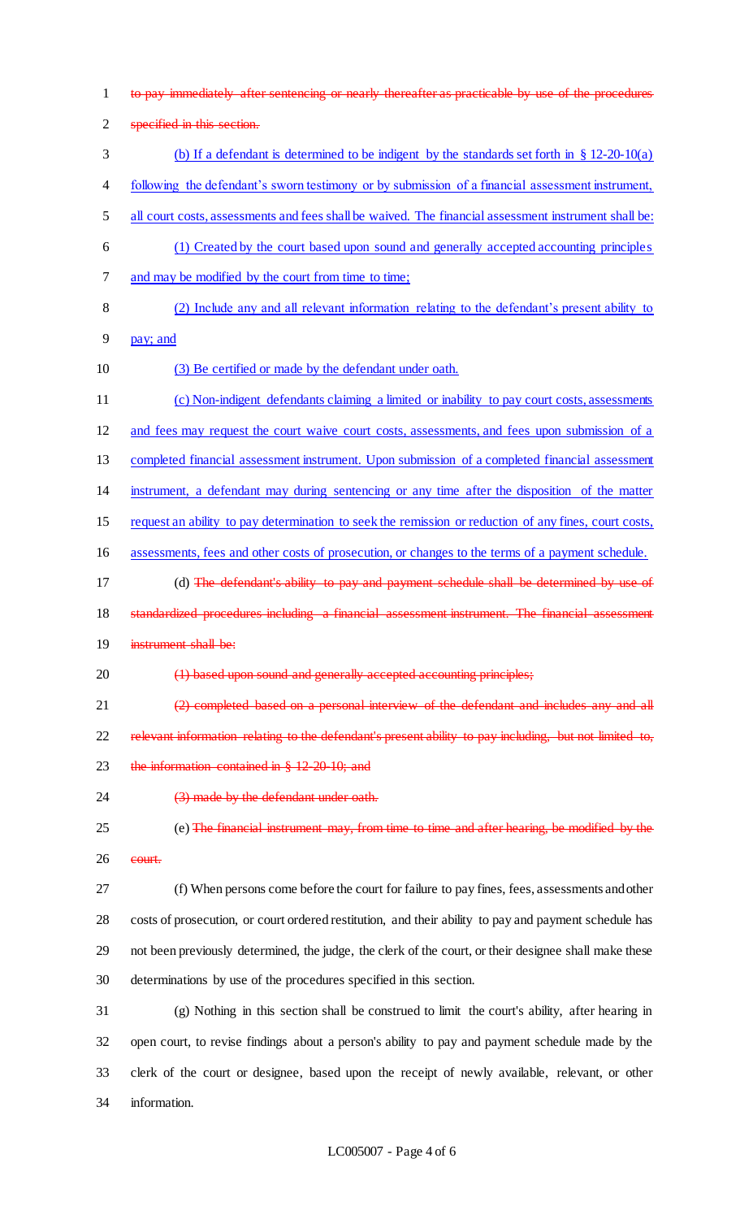1 ~~to pay immediately after sentencing or nearly thereafter as practicable by use of the procedures~~
2 ~~specified in this section.~~

3 <u>(b) If a defendant is determined to be indigent by the standards set forth in § 12-20-10(a)</u>
4 <u>following the defendant's sworn testimony or by submission of a financial assessment instrument,</u>
5 <u>all court costs, assessments and fees shall be waived. The financial assessment instrument shall be:</u>

6 <u>(1) Created by the court based upon sound and generally accepted accounting principles</u>
7 <u>and may be modified by the court from time to time;</u>

8 <u>(2) Include any and all relevant information relating to the defendant's present ability to</u>
9 <u>pay; and</u>

10 <u>(3) Be certified or made by the defendant under oath.</u>

11 <u>(c) Non-indigent defendants claiming a limited or inability to pay court costs, assessments</u>
12 <u>and fees may request the court waive court costs, assessments, and fees upon submission of a</u>
13 <u>completed financial assessment instrument. Upon submission of a completed financial assessment</u>
14 <u>instrument, a defendant may during sentencing or any time after the disposition of the matter</u>
15 <u>request an ability to pay determination to seek the remission or reduction of any fines, court costs,</u>
16 <u>assessments, fees and other costs of prosecution, or changes to the terms of a payment schedule.</u>

17 (d) ~~The defendant's ability to pay and payment schedule shall be determined by use of~~
18 ~~standardized procedures including a financial assessment instrument. The financial assessment~~
19 ~~instrument shall be:~~

20 ~~(1) based upon sound and generally accepted accounting principles;~~

21 ~~(2) completed based on a personal interview of the defendant and includes any and all~~
22 ~~relevant information relating to the defendant's present ability to pay including, but not limited to,~~
23 ~~the information contained in § 12-20-10; and~~

24 ~~(3) made by the defendant under oath.~~

25 (e) ~~The financial instrument may, from time to time and after hearing, be modified by the~~
26 ~~court.~~

27 (f) When persons come before the court for failure to pay fines, fees, assessments and other
28 costs of prosecution, or court ordered restitution, and their ability to pay and payment schedule has
29 not been previously determined, the judge, the clerk of the court, or their designee shall make these
30 determinations by use of the procedures specified in this section.

31 (g) Nothing in this section shall be construed to limit the court's ability, after hearing in
32 open court, to revise findings about a person's ability to pay and payment schedule made by the
33 clerk of the court or designee, based upon the receipt of newly available, relevant, or other
34 information.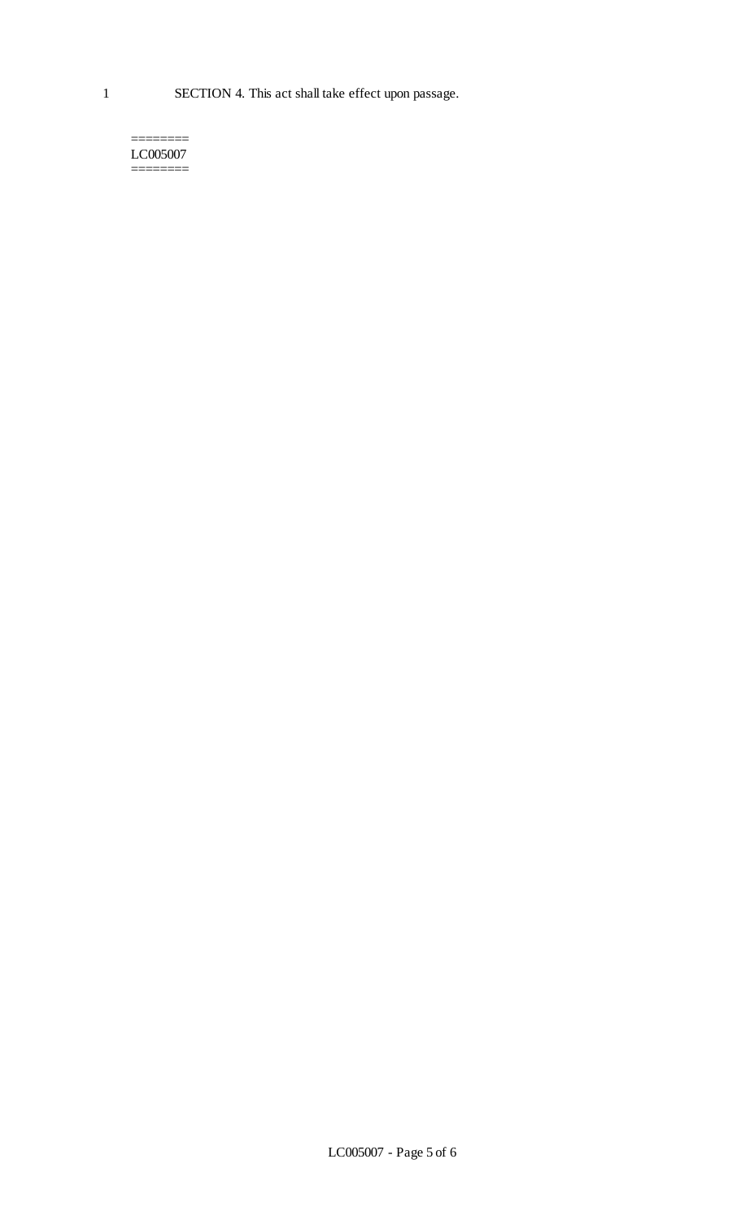SECTION 4. This act shall take effect upon passage.

========
LC005007
========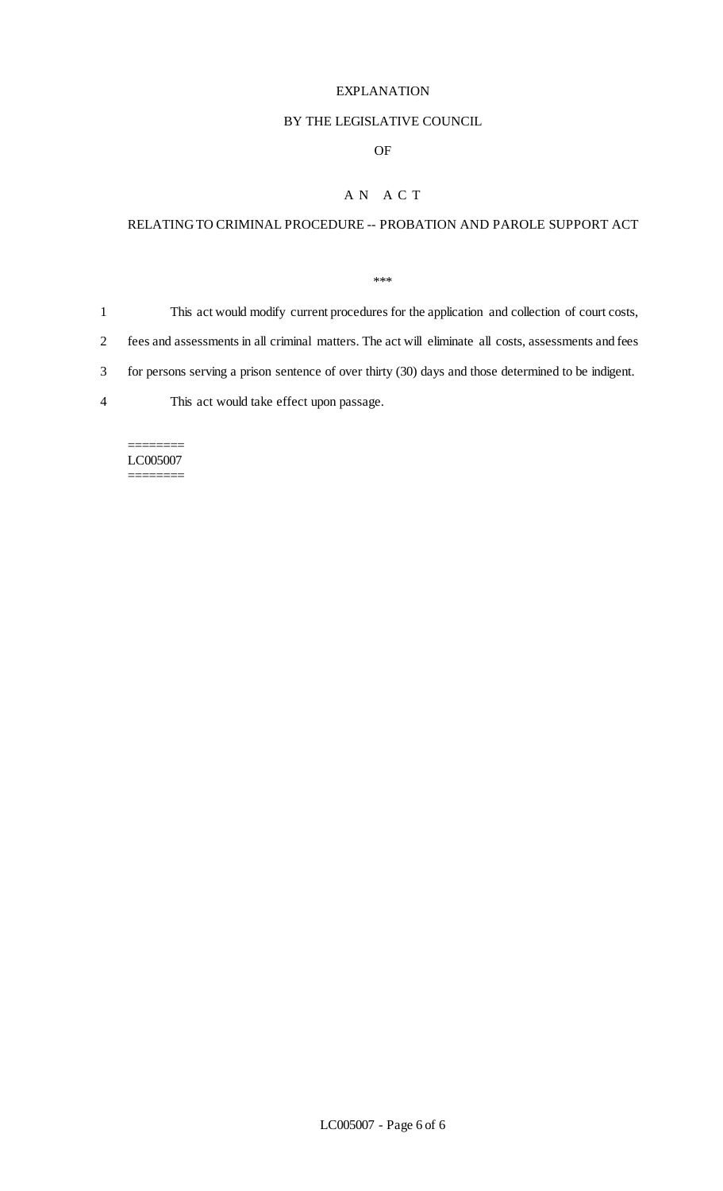EXPLANATION

BY THE LEGISLATIVE COUNCIL

OF

A N A C T

RELATING TO CRIMINAL PROCEDURE -- PROBATION AND PAROLE SUPPORT ACT

***

This act would modify current procedures for the application and collection of court costs, fees and assessments in all criminal matters. The act will eliminate all costs, assessments and fees for persons serving a prison sentence of over thirty (30) days and those determined to be indigent.

This act would take effect upon passage.

========
LC005007
========